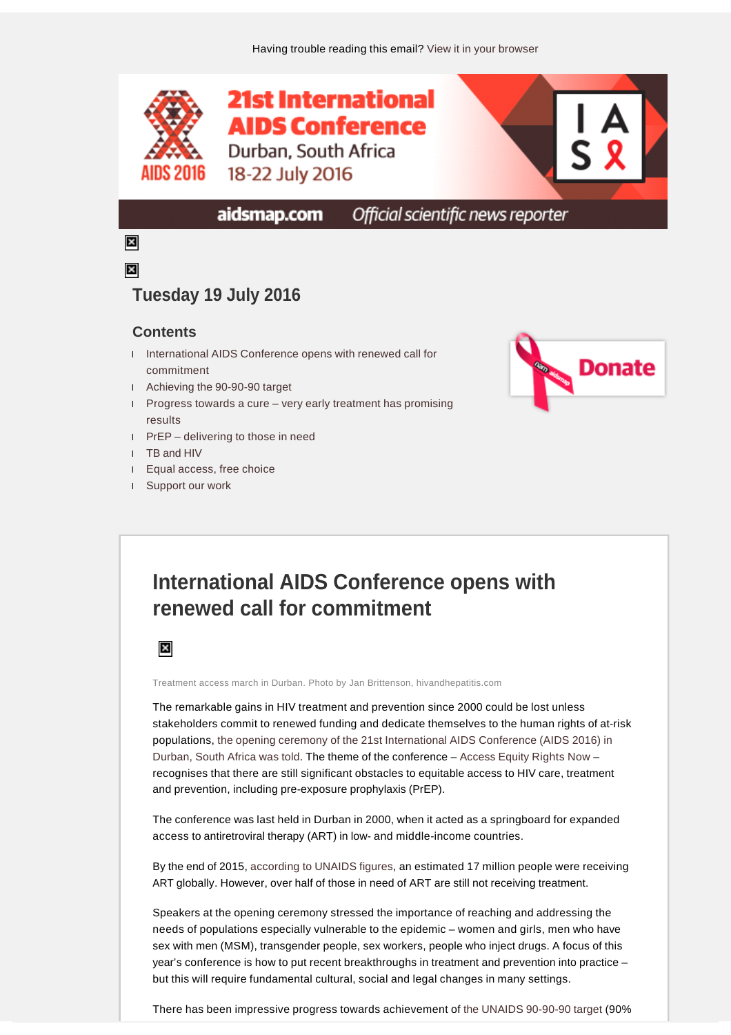Having trouble reading this email? View it in your browser

21st International AIDS Conference
Durban, South Africa
18-22 July 2016

aidsmap.com Official scientific news reporter

## Tuesday 19 July 2016

### Contents

- International AIDS Conference opens with renewed call for commitment
- Achieving the 90-90-90 target
- Progress towards a cure – very early treatment has promising results
- PrEP – delivering to those in need
- TB and HIV
- Equal access, free choice
- Support our work

Donate

## International AIDS Conference opens with renewed call for commitment

Treatment access march in Durban. Photo by Jan Brittenson, hivandhepatitis.com

The remarkable gains in HIV treatment and prevention since 2000 could be lost unless stakeholders commit to renewed funding and dedicate themselves to the human rights of at-risk populations, the opening ceremony of the 21st International AIDS Conference (AIDS 2016) in Durban, South Africa was told. The theme of the conference – Access Equity Rights Now – recognises that there are still significant obstacles to equitable access to HIV care, treatment and prevention, including pre-exposure prophylaxis (PrEP).

The conference was last held in Durban in 2000, when it acted as a springboard for expanded access to antiretroviral therapy (ART) in low- and middle-income countries.

By the end of 2015, according to UNAIDS figures, an estimated 17 million people were receiving ART globally. However, over half of those in need of ART are still not receiving treatment.

Speakers at the opening ceremony stressed the importance of reaching and addressing the needs of populations especially vulnerable to the epidemic – women and girls, men who have sex with men (MSM), transgender people, sex workers, people who inject drugs. A focus of this year's conference is how to put recent breakthroughs in treatment and prevention into practice – but this will require fundamental cultural, social and legal changes in many settings.

There has been impressive progress towards achievement of the UNAIDS 90-90-90 target (90%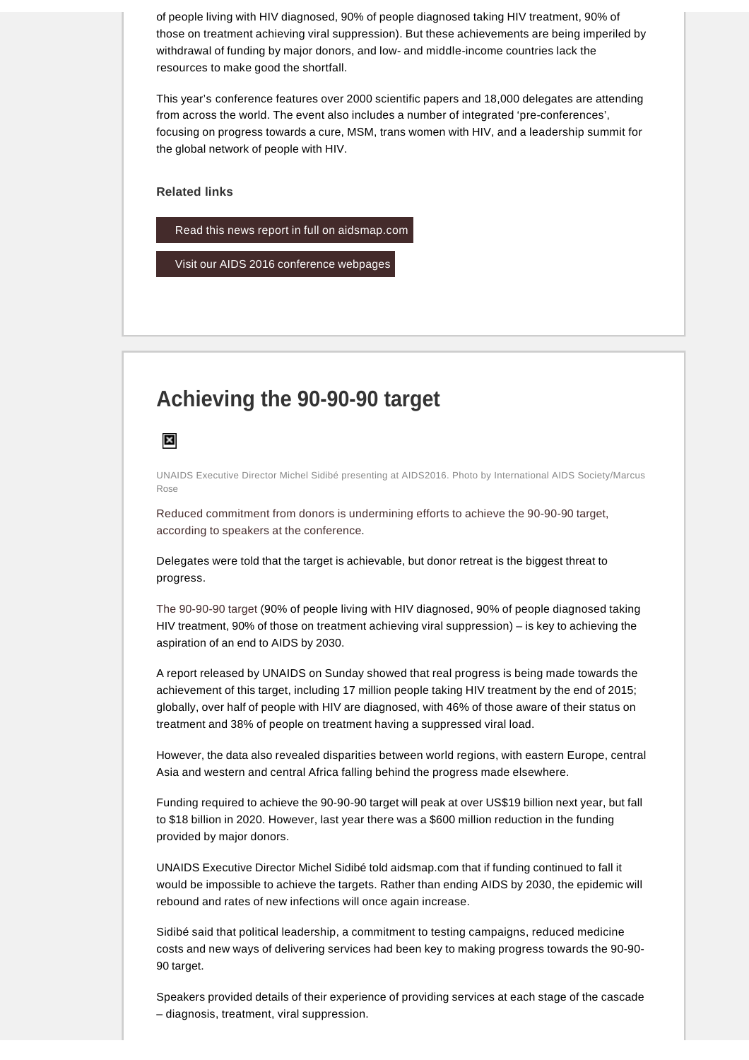of people living with HIV diagnosed, 90% of people diagnosed taking HIV treatment, 90% of those on treatment achieving viral suppression). But these achievements are being imperiled by withdrawal of funding by major donors, and low- and middle-income countries lack the resources to make good the shortfall.

This year's conference features over 2000 scientific papers and 18,000 delegates are attending from across the world. The event also includes a number of integrated 'pre-conferences', focusing on progress towards a cure, MSM, trans women with HIV, and a leadership summit for the global network of people with HIV.

**Related links**

Read this news report in full on aidsmap.com

Visit our AIDS 2016 conference webpages

## Achieving the 90-90-90 target

UNAIDS Executive Director Michel Sidibé presenting at AIDS2016. Photo by International AIDS Society/Marcus Rose

Reduced commitment from donors is undermining efforts to achieve the 90-90-90 target, according to speakers at the conference.

Delegates were told that the target is achievable, but donor retreat is the biggest threat to progress.

The 90-90-90 target (90% of people living with HIV diagnosed, 90% of people diagnosed taking HIV treatment, 90% of those on treatment achieving viral suppression) – is key to achieving the aspiration of an end to AIDS by 2030.

A report released by UNAIDS on Sunday showed that real progress is being made towards the achievement of this target, including 17 million people taking HIV treatment by the end of 2015; globally, over half of people with HIV are diagnosed, with 46% of those aware of their status on treatment and 38% of people on treatment having a suppressed viral load.

However, the data also revealed disparities between world regions, with eastern Europe, central Asia and western and central Africa falling behind the progress made elsewhere.

Funding required to achieve the 90-90-90 target will peak at over US$19 billion next year, but fall to $18 billion in 2020. However, last year there was a $600 million reduction in the funding provided by major donors.

UNAIDS Executive Director Michel Sidibé told aidsmap.com that if funding continued to fall it would be impossible to achieve the targets. Rather than ending AIDS by 2030, the epidemic will rebound and rates of new infections will once again increase.

Sidibé said that political leadership, a commitment to testing campaigns, reduced medicine costs and new ways of delivering services had been key to making progress towards the 90-90-90 target.

Speakers provided details of their experience of providing services at each stage of the cascade – diagnosis, treatment, viral suppression.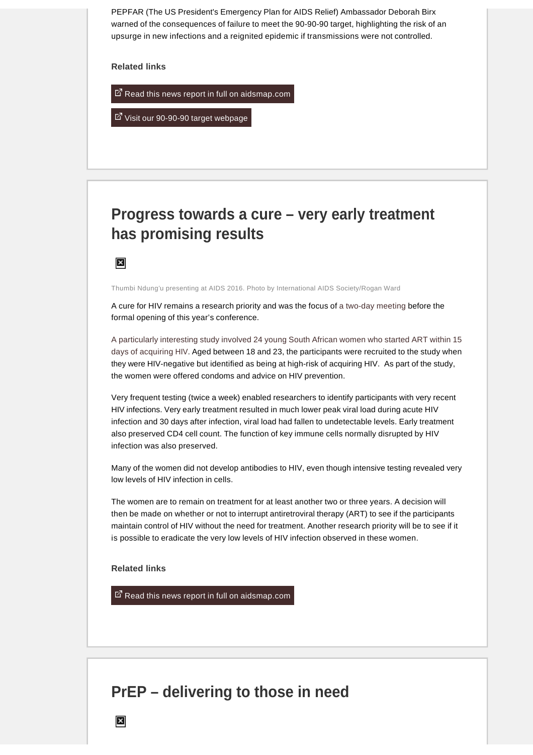PEPFAR (The US President's Emergency Plan for AIDS Relief) Ambassador Deborah Birx warned of the consequences of failure to meet the 90-90-90 target, highlighting the risk of an upsurge in new infections and a reignited epidemic if transmissions were not controlled.

**Related links**

Read this news report in full on aidsmap.com

Visit our 90-90-90 target webpage

## Progress towards a cure – very early treatment has promising results

Thumbi Ndung'u presenting at AIDS 2016. Photo by International AIDS Society/Rogan Ward

A cure for HIV remains a research priority and was the focus of a two-day meeting before the formal opening of this year's conference.

A particularly interesting study involved 24 young South African women who started ART within 15 days of acquiring HIV. Aged between 18 and 23, the participants were recruited to the study when they were HIV-negative but identified as being at high-risk of acquiring HIV. As part of the study, the women were offered condoms and advice on HIV prevention.

Very frequent testing (twice a week) enabled researchers to identify participants with very recent HIV infections. Very early treatment resulted in much lower peak viral load during acute HIV infection and 30 days after infection, viral load had fallen to undetectable levels. Early treatment also preserved CD4 cell count. The function of key immune cells normally disrupted by HIV infection was also preserved.

Many of the women did not develop antibodies to HIV, even though intensive testing revealed very low levels of HIV infection in cells.

The women are to remain on treatment for at least another two or three years. A decision will then be made on whether or not to interrupt antiretroviral therapy (ART) to see if the participants maintain control of HIV without the need for treatment. Another research priority will be to see if it is possible to eradicate the very low levels of HIV infection observed in these women.

**Related links**

Read this news report in full on aidsmap.com

## PrEP – delivering to those in need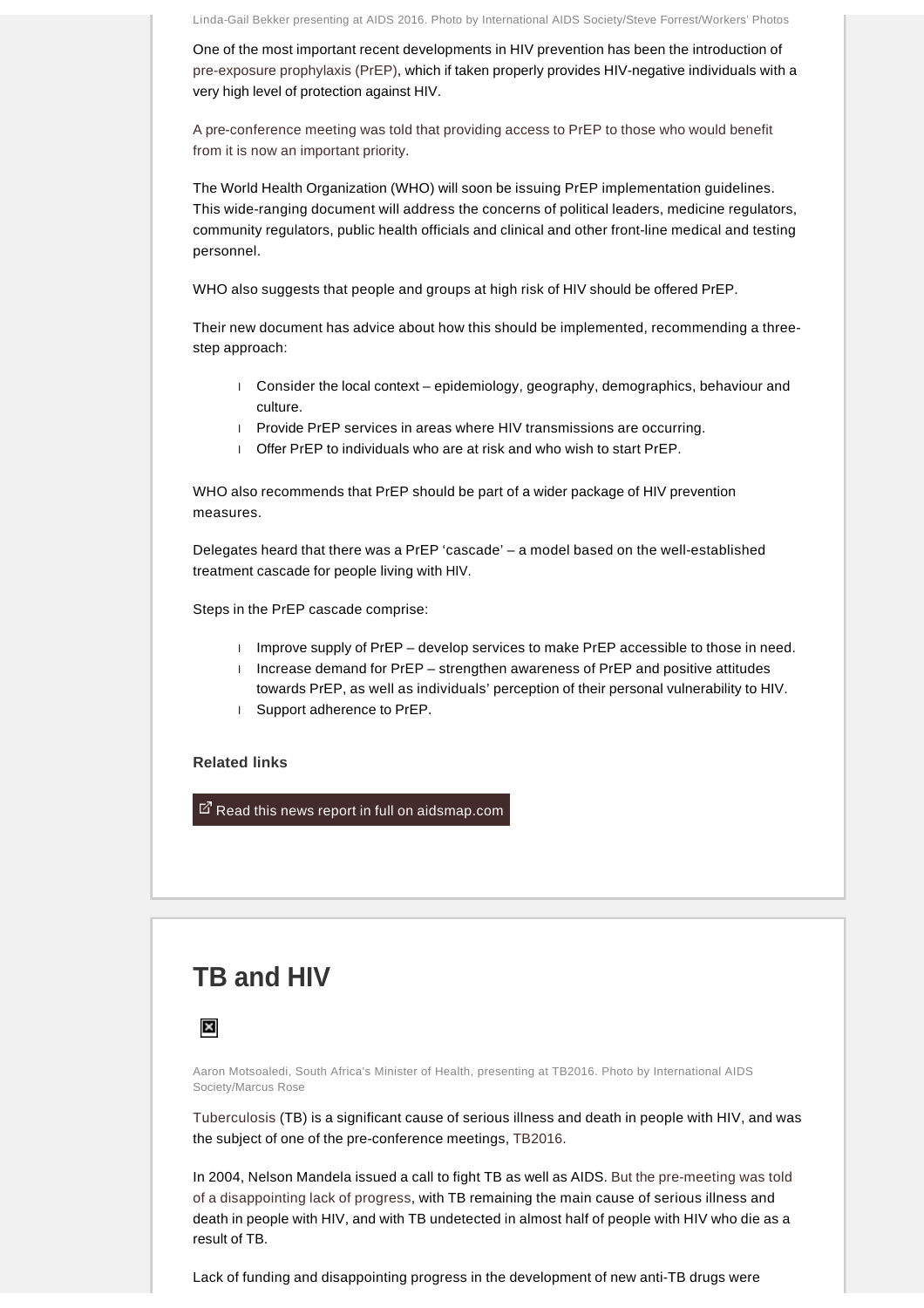Linda-Gail Bekker presenting at AIDS 2016. Photo by International AIDS Society/Steve Forrest/Workers' Photos

One of the most important recent developments in HIV prevention has been the introduction of pre-exposure prophylaxis (PrEP), which if taken properly provides HIV-negative individuals with a very high level of protection against HIV.

A pre-conference meeting was told that providing access to PrEP to those who would benefit from it is now an important priority.

The World Health Organization (WHO) will soon be issuing PrEP implementation guidelines. This wide-ranging document will address the concerns of political leaders, medicine regulators, community regulators, public health officials and clinical and other front-line medical and testing personnel.

WHO also suggests that people and groups at high risk of HIV should be offered PrEP.

Their new document has advice about how this should be implemented, recommending a three-step approach:

- Consider the local context – epidemiology, geography, demographics, behaviour and culture.
- Provide PrEP services in areas where HIV transmissions are occurring.
- Offer PrEP to individuals who are at risk and who wish to start PrEP.

WHO also recommends that PrEP should be part of a wider package of HIV prevention measures.

Delegates heard that there was a PrEP 'cascade' – a model based on the well-established treatment cascade for people living with HIV.

Steps in the PrEP cascade comprise:

- Improve supply of PrEP – develop services to make PrEP accessible to those in need.
- Increase demand for PrEP – strengthen awareness of PrEP and positive attitudes towards PrEP, as well as individuals' perception of their personal vulnerability to HIV.
- Support adherence to PrEP.

**Related links**

Read this news report in full on aidsmap.com

## TB and HIV

Aaron Motsoaledi, South Africa's Minister of Health, presenting at TB2016. Photo by International AIDS Society/Marcus Rose

Tuberculosis (TB) is a significant cause of serious illness and death in people with HIV, and was the subject of one of the pre-conference meetings, TB2016.

In 2004, Nelson Mandela issued a call to fight TB as well as AIDS. But the pre-meeting was told of a disappointing lack of progress, with TB remaining the main cause of serious illness and death in people with HIV, and with TB undetected in almost half of people with HIV who die as a result of TB.

Lack of funding and disappointing progress in the development of new anti-TB drugs were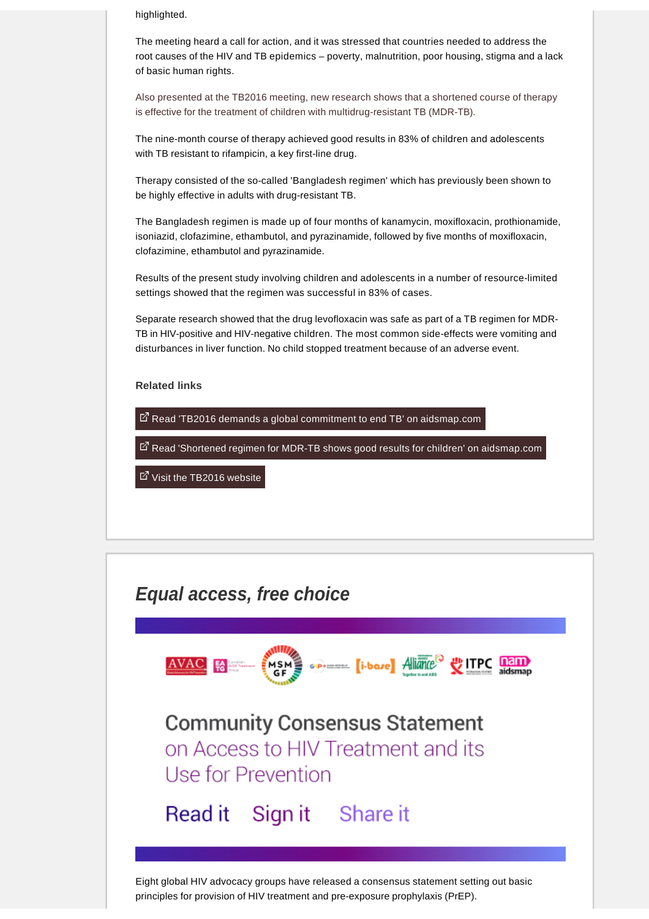highlighted.

The meeting heard a call for action, and it was stressed that countries needed to address the root causes of the HIV and TB epidemics – poverty, malnutrition, poor housing, stigma and a lack of basic human rights.

Also presented at the TB2016 meeting, new research shows that a shortened course of therapy is effective for the treatment of children with multidrug-resistant TB (MDR-TB).

The nine-month course of therapy achieved good results in 83% of children and adolescents with TB resistant to rifampicin, a key first-line drug.

Therapy consisted of the so-called 'Bangladesh regimen' which has previously been shown to be highly effective in adults with drug-resistant TB.

The Bangladesh regimen is made up of four months of kanamycin, moxifloxacin, prothionamide, isoniazid, clofazimine, ethambutol, and pyrazinamide, followed by five months of moxifloxacin, clofazimine, ethambutol and pyrazinamide.

Results of the present study involving children and adolescents in a number of resource-limited settings showed that the regimen was successful in 83% of cases.

Separate research showed that the drug levofloxacin was safe as part of a TB regimen for MDR-TB in HIV-positive and HIV-negative children. The most common side-effects were vomiting and disturbances in liver function. No child stopped treatment because of an adverse event.

**Related links**

Read 'TB2016 demands a global commitment to end TB' on aidsmap.com

Read 'Shortened regimen for MDR-TB shows good results for children' on aidsmap.com

Visit the TB2016 website

## *Equal access, free choice*

AVAC EATG MSMGF GNP+ i-base Alliance ITPC nam aidsmap

Community Consensus Statement on Access to HIV Treatment and its Use for Prevention

Read it Sign it Share it

Eight global HIV advocacy groups have released a consensus statement setting out basic principles for provision of HIV treatment and pre-exposure prophylaxis (PrEP).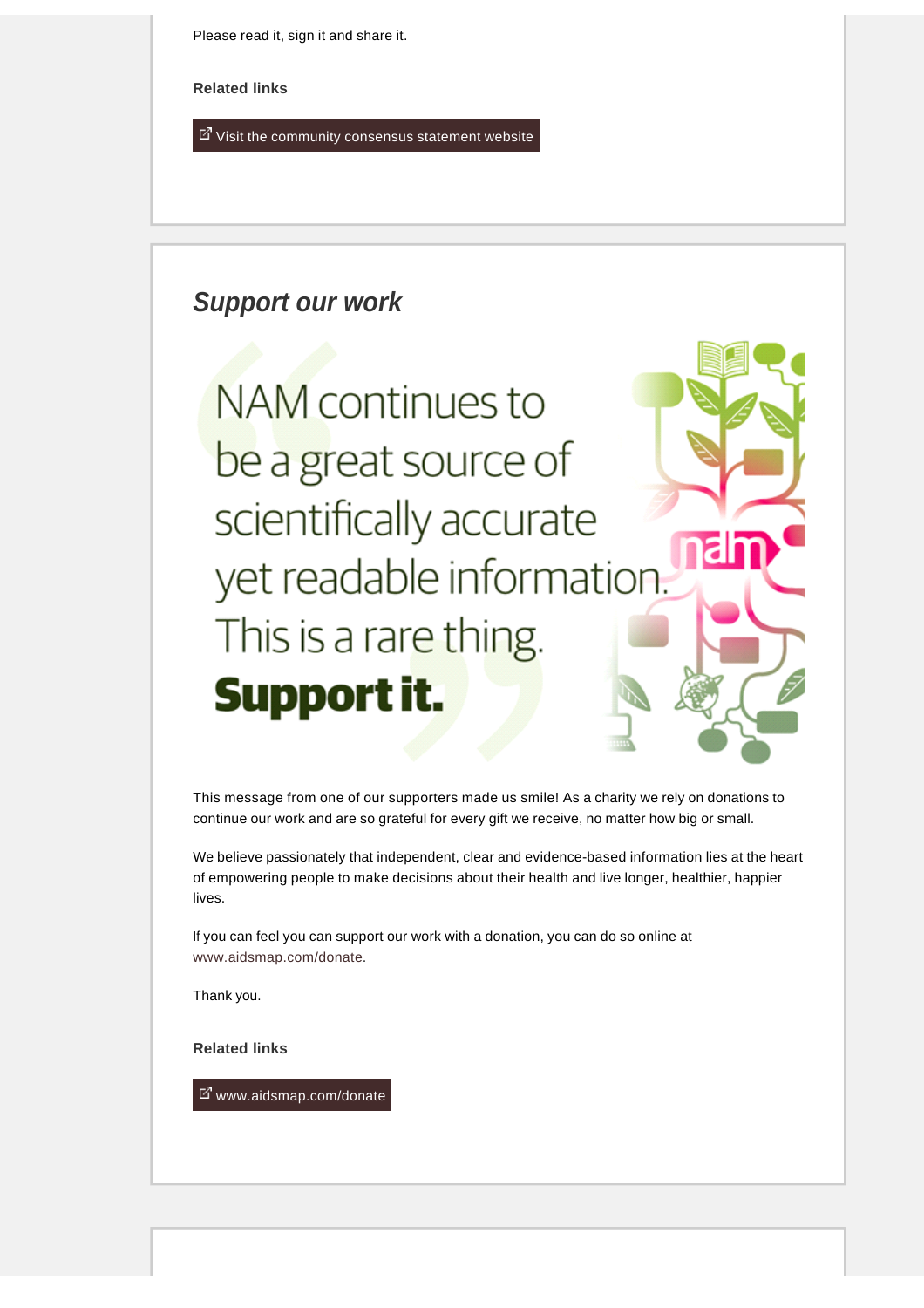Please read it, sign it and share it.

**Related links**

Visit the community consensus statement website

## *Support our work*

NAM continues to be a great source of scientifically accurate yet readable information. This is a rare thing. **Support it.**

This message from one of our supporters made us smile! As a charity we rely on donations to continue our work and are so grateful for every gift we receive, no matter how big or small.

We believe passionately that independent, clear and evidence-based information lies at the heart of empowering people to make decisions about their health and live longer, healthier, happier lives.

If you can feel you can support our work with a donation, you can do so online at www.aidsmap.com/donate.

Thank you.

**Related links**

www.aidsmap.com/donate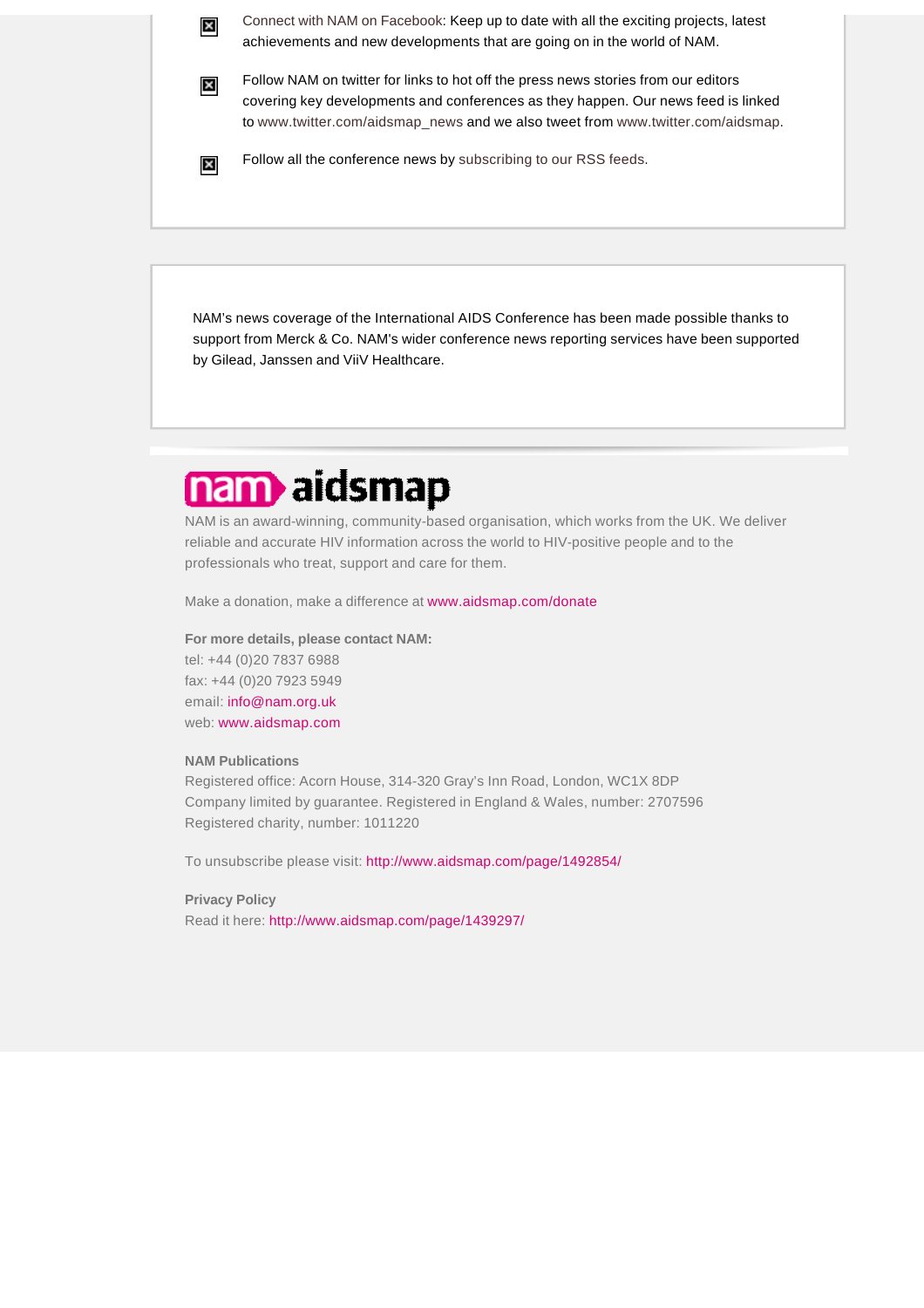Connect with NAM on Facebook: Keep up to date with all the exciting projects, latest achievements and new developments that are going on in the world of NAM.

Follow NAM on twitter for links to hot off the press news stories from our editors covering key developments and conferences as they happen. Our news feed is linked to www.twitter.com/aidsmap_news and we also tweet from www.twitter.com/aidsmap.

Follow all the conference news by subscribing to our RSS feeds.

NAM's news coverage of the International AIDS Conference has been made possible thanks to support from Merck & Co. NAM's wider conference news reporting services have been supported by Gilead, Janssen and ViiV Healthcare.

nam aidsmap

NAM is an award-winning, community-based organisation, which works from the UK. We deliver reliable and accurate HIV information across the world to HIV-positive people and to the professionals who treat, support and care for them.

Make a donation, make a difference at www.aidsmap.com/donate

**For more details, please contact NAM:**
tel: +44 (0)20 7837 6988
fax: +44 (0)20 7923 5949
email: info@nam.org.uk
web: www.aidsmap.com

**NAM Publications**
Registered office: Acorn House, 314-320 Gray's Inn Road, London, WC1X 8DP
Company limited by guarantee. Registered in England & Wales, number: 2707596
Registered charity, number: 1011220

To unsubscribe please visit: http://www.aidsmap.com/page/1492854/

**Privacy Policy**
Read it here: http://www.aidsmap.com/page/1439297/